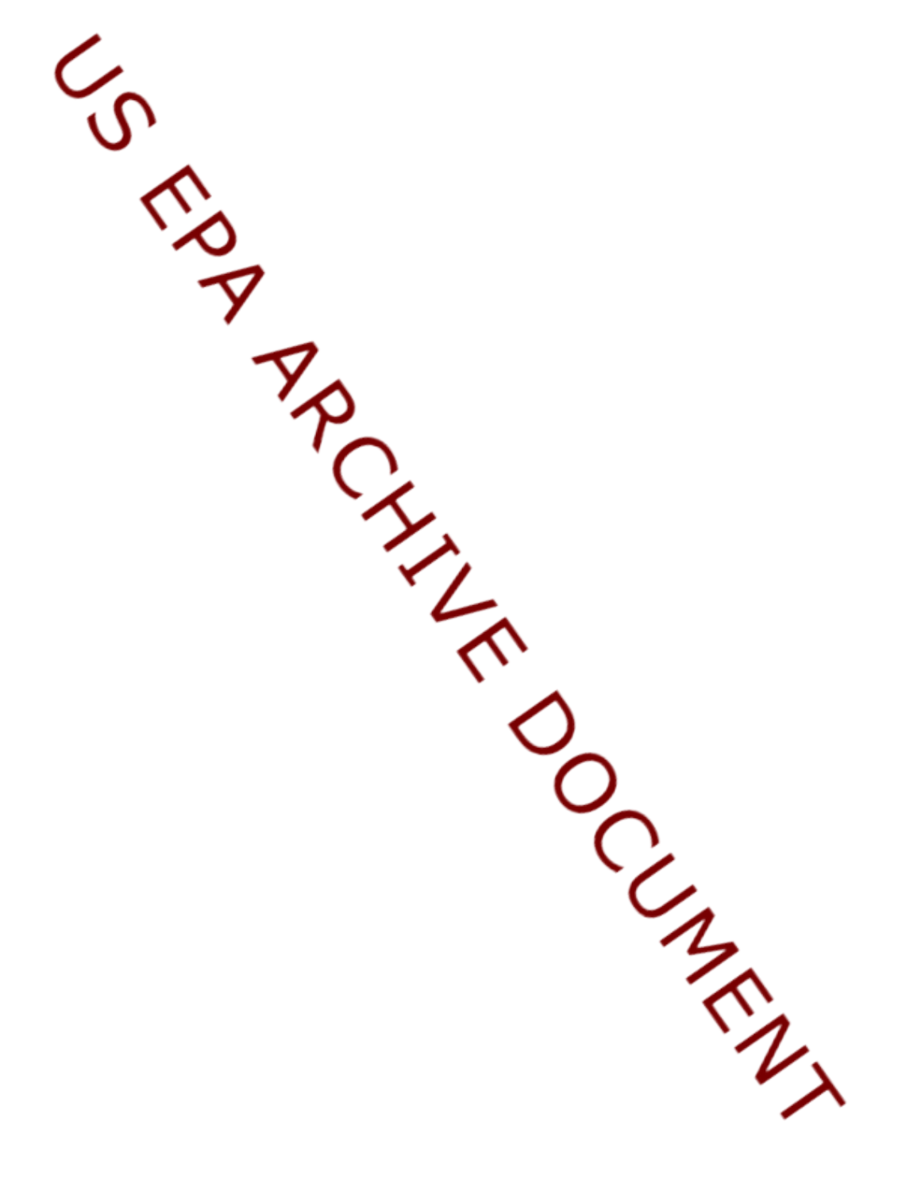US EPA ARCHIVE DOCUMENT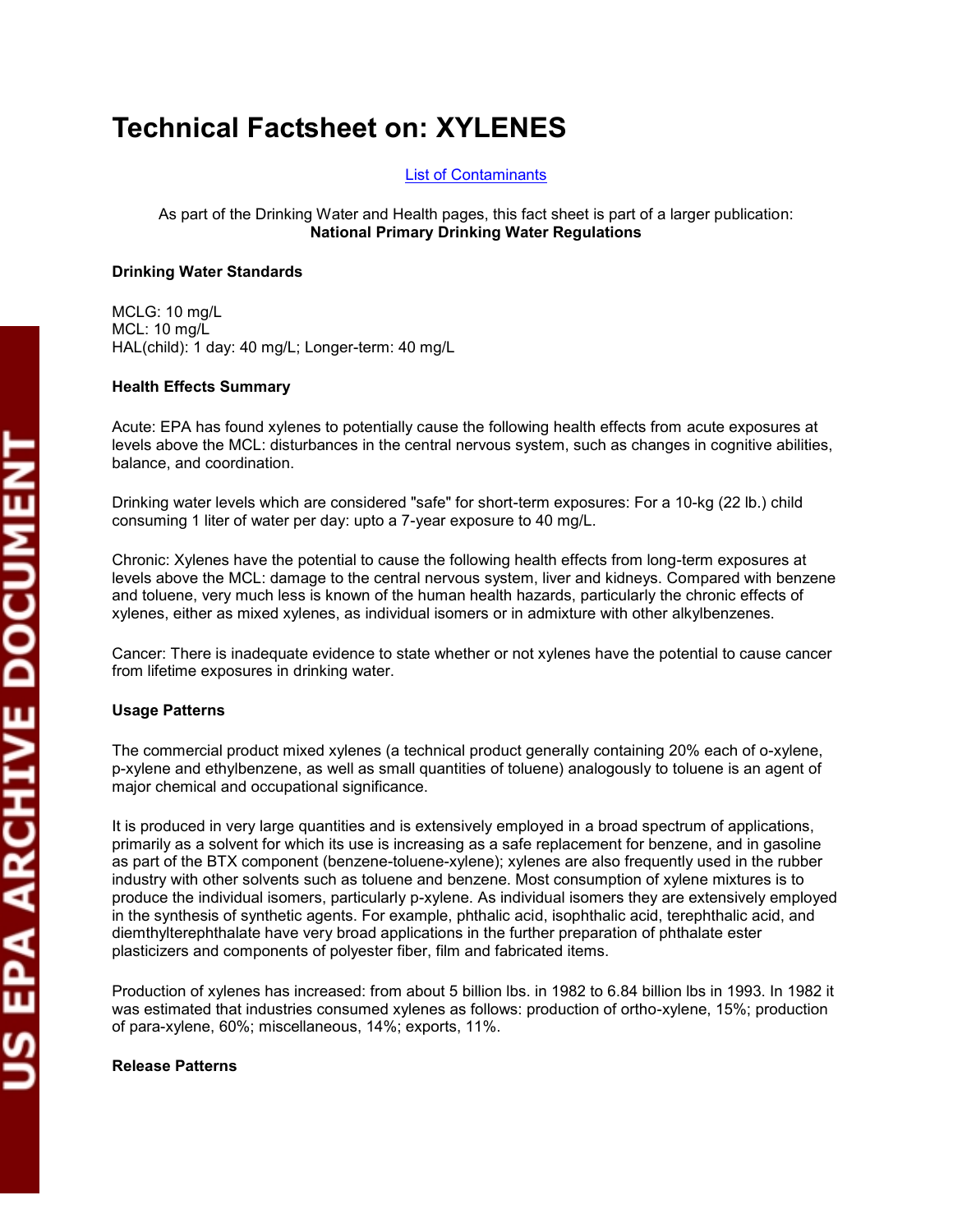# Technical Factsheet on: XYLENES

[List of Contaminants]

As part of the Drinking Water and Health pages, this fact sheet is part of a larger publication:
**National Primary Drinking Water Regulations**

**Drinking Water Standards**

MCLG: 10 mg/L
MCL: 10 mg/L
HAL(child): 1 day: 40 mg/L; Longer-term: 40 mg/L

**Health Effects Summary**

Acute: EPA has found xylenes to potentially cause the following health effects from acute exposures at levels above the MCL: disturbances in the central nervous system, such as changes in cognitive abilities, balance, and coordination.

Drinking water levels which are considered "safe" for short-term exposures: For a 10-kg (22 lb.) child consuming 1 liter of water per day: upto a 7-year exposure to 40 mg/L.

Chronic: Xylenes have the potential to cause the following health effects from long-term exposures at levels above the MCL: damage to the central nervous system, liver and kidneys. Compared with benzene and toluene, very much less is known of the human health hazards, particularly the chronic effects of xylenes, either as mixed xylenes, as individual isomers or in admixture with other alkylbenzenes.

Cancer: There is inadequate evidence to state whether or not xylenes have the potential to cause cancer from lifetime exposures in drinking water.

**Usage Patterns**

The commercial product mixed xylenes (a technical product generally containing 20% each of o-xylene, p-xylene and ethylbenzene, as well as small quantities of toluene) analogously to toluene is an agent of major chemical and occupational significance.

It is produced in very large quantities and is extensively employed in a broad spectrum of applications, primarily as a solvent for which its use is increasing as a safe replacement for benzene, and in gasoline as part of the BTX component (benzene-toluene-xylene); xylenes are also frequently used in the rubber industry with other solvents such as toluene and benzene. Most consumption of xylene mixtures is to produce the individual isomers, particularly p-xylene. As individual isomers they are extensively employed in the synthesis of synthetic agents. For example, phthalic acid, isophthalic acid, terephthalic acid, and diemthylterephthalate have very broad applications in the further preparation of phthalate ester plasticizers and components of polyester fiber, film and fabricated items.

Production of xylenes has increased: from about 5 billion lbs. in 1982 to 6.84 billion lbs in 1993. In 1982 it was estimated that industries consumed xylenes as follows: production of ortho-xylene, 15%; production of para-xylene, 60%; miscellaneous, 14%; exports, 11%.

**Release Patterns**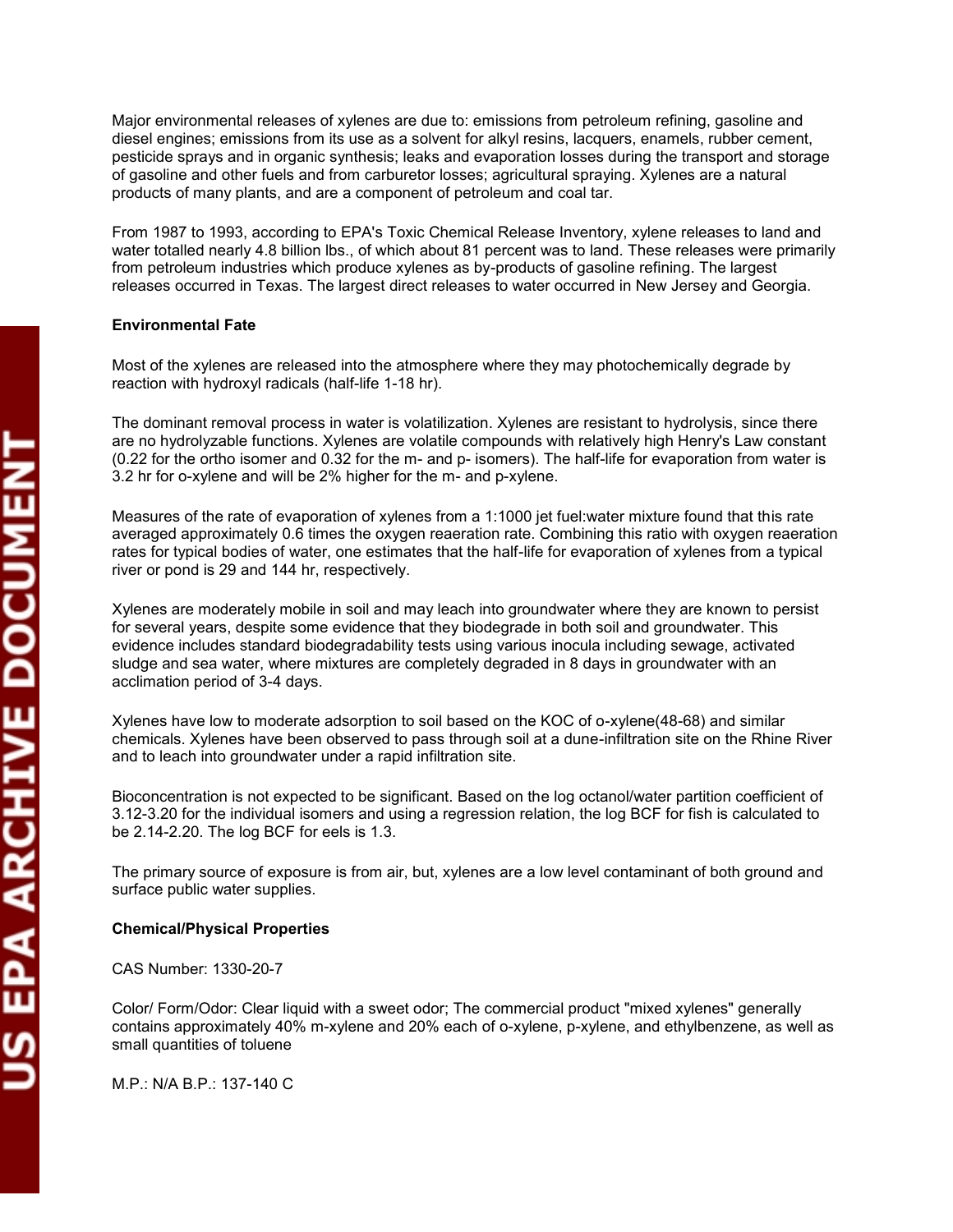Major environmental releases of xylenes are due to: emissions from petroleum refining, gasoline and diesel engines; emissions from its use as a solvent for alkyl resins, lacquers, enamels, rubber cement, pesticide sprays and in organic synthesis; leaks and evaporation losses during the transport and storage of gasoline and other fuels and from carburetor losses; agricultural spraying. Xylenes are a natural products of many plants, and are a component of petroleum and coal tar.

From 1987 to 1993, according to EPA's Toxic Chemical Release Inventory, xylene releases to land and water totalled nearly 4.8 billion lbs., of which about 81 percent was to land. These releases were primarily from petroleum industries which produce xylenes as by-products of gasoline refining. The largest releases occurred in Texas. The largest direct releases to water occurred in New Jersey and Georgia.

**Environmental Fate**

Most of the xylenes are released into the atmosphere where they may photochemically degrade by reaction with hydroxyl radicals (half-life 1-18 hr).

The dominant removal process in water is volatilization. Xylenes are resistant to hydrolysis, since there are no hydrolyzable functions. Xylenes are volatile compounds with relatively high Henry's Law constant (0.22 for the ortho isomer and 0.32 for the m- and p- isomers). The half-life for evaporation from water is 3.2 hr for o-xylene and will be 2% higher for the m- and p-xylene.

Measures of the rate of evaporation of xylenes from a 1:1000 jet fuel:water mixture found that this rate averaged approximately 0.6 times the oxygen reaeration rate. Combining this ratio with oxygen reaeration rates for typical bodies of water, one estimates that the half-life for evaporation of xylenes from a typical river or pond is 29 and 144 hr, respectively.

Xylenes are moderately mobile in soil and may leach into groundwater where they are known to persist for several years, despite some evidence that they biodegrade in both soil and groundwater. This evidence includes standard biodegradability tests using various inocula including sewage, activated sludge and sea water, where mixtures are completely degraded in 8 days in groundwater with an acclimation period of 3-4 days.

Xylenes have low to moderate adsorption to soil based on the KOC of o-xylene(48-68) and similar chemicals. Xylenes have been observed to pass through soil at a dune-infiltration site on the Rhine River and to leach into groundwater under a rapid infiltration site.

Bioconcentration is not expected to be significant. Based on the log octanol/water partition coefficient of 3.12-3.20 for the individual isomers and using a regression relation, the log BCF for fish is calculated to be 2.14-2.20. The log BCF for eels is 1.3.

The primary source of exposure is from air, but, xylenes are a low level contaminant of both ground and surface public water supplies.

**Chemical/Physical Properties**

CAS Number: 1330-20-7

Color/ Form/Odor: Clear liquid with a sweet odor; The commercial product "mixed xylenes" generally contains approximately 40% m-xylene and 20% each of o-xylene, p-xylene, and ethylbenzene, as well as small quantities of toluene

M.P.: N/A B.P.: 137-140 C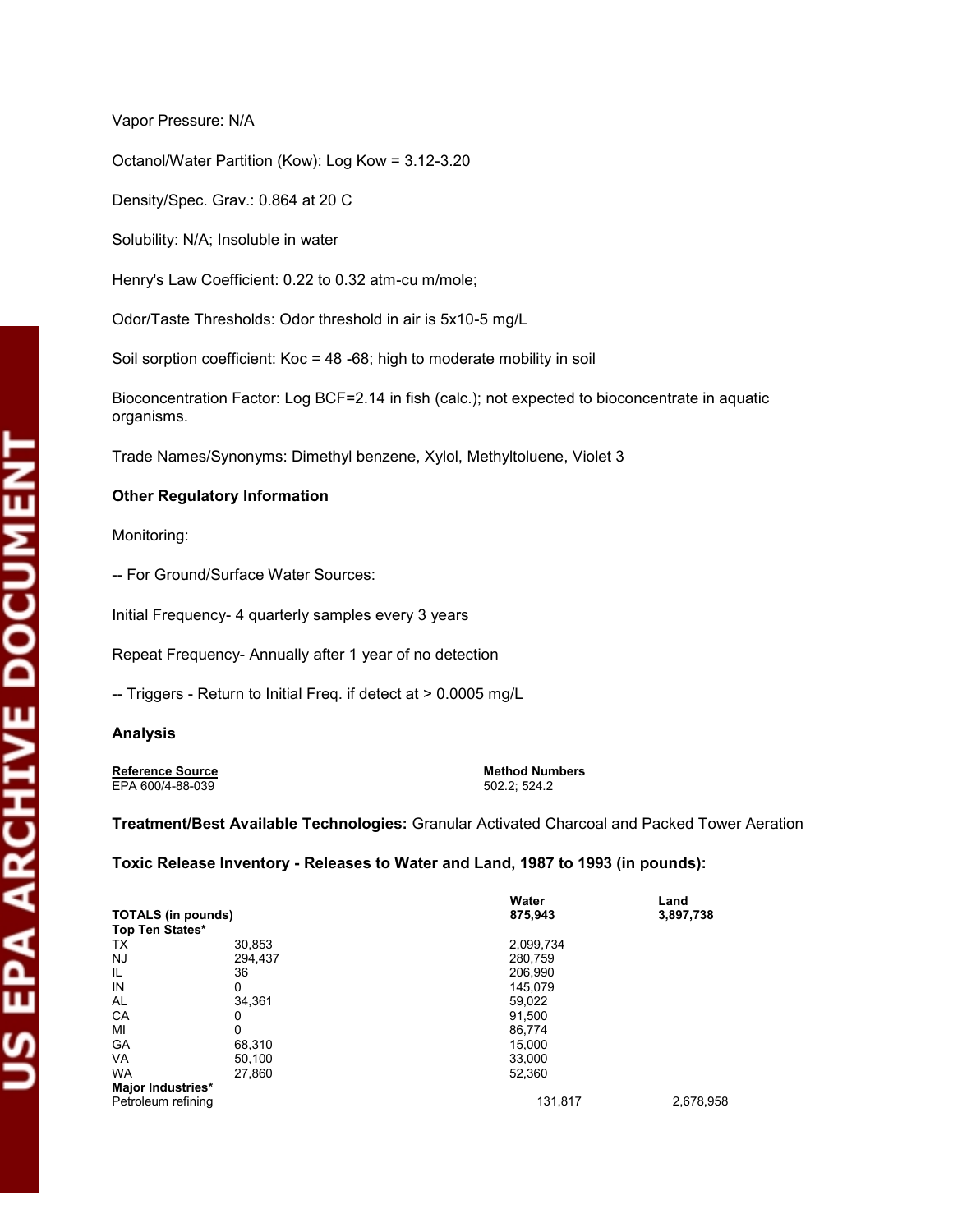Vapor Pressure: N/A

Octanol/Water Partition (Kow): Log Kow = 3.12-3.20

Density/Spec. Grav.: 0.864 at 20 C

Solubility: N/A; Insoluble in water

Henry's Law Coefficient: 0.22 to 0.32 atm-cu m/mole;

Odor/Taste Thresholds: Odor threshold in air is 5x10-5 mg/L

Soil sorption coefficient: Koc = 48 -68; high to moderate mobility in soil

Bioconcentration Factor: Log BCF=2.14 in fish (calc.); not expected to bioconcentrate in aquatic organisms.

Trade Names/Synonyms: Dimethyl benzene, Xylol, Methyltoluene, Violet 3

**Other Regulatory Information**

Monitoring:

-- For Ground/Surface Water Sources:

Initial Frequency- 4 quarterly samples every 3 years

Repeat Frequency- Annually after 1 year of no detection

-- Triggers - Return to Initial Freq. if detect at > 0.0005 mg/L

**Analysis**

| Reference Source | Method Numbers |
|---|---|
| EPA 600/4-88-039 | 502.2; 524.2 |

**Treatment/Best Available Technologies:** Granular Activated Charcoal and Packed Tower Aeration

**Toxic Release Inventory - Releases to Water and Land, 1987 to 1993 (in pounds):**

| | | Water | Land |
|---|---|---|---|
| **TOTALS (in pounds)** | | **875,943** | **3,897,738** |
| **Top Ten States*** | | | |
| TX | 30,853 | 2,099,734 | |
| NJ | 294,437 | 280,759 | |
| IL | 36 | 206,990 | |
| IN | 0 | 145,079 | |
| AL | 34,361 | 59,022 | |
| CA | 0 | 91,500 | |
| MI | 0 | 86,774 | |
| GA | 68,310 | 15,000 | |
| VA | 50,100 | 33,000 | |
| WA | 27,860 | 52,360 | |
| **Major Industries*** | | | |
| Petroleum refining | | 131,817 | 2,678,958 |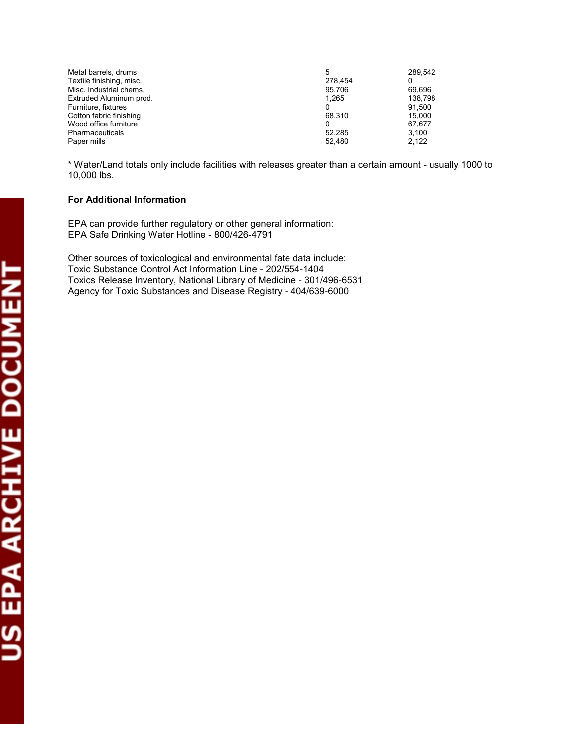| | | |
|---|---|---|
| Metal barrels, drums | 5 | 289,542 |
| Textile finishing, misc. | 278,454 | 0 |
| Misc. Industrial chems. | 95,706 | 69,696 |
| Extruded Aluminum prod. | 1,265 | 138,798 |
| Furniture, fixtures | 0 | 91,500 |
| Cotton fabric finishing | 68,310 | 15,000 |
| Wood office furniture | 0 | 67,677 |
| Pharmaceuticals | 52,285 | 3,100 |
| Paper mills | 52,480 | 2,122 |

* Water/Land totals only include facilities with releases greater than a certain amount - usually 1000 to 10,000 lbs.

**For Additional Information**

EPA can provide further regulatory or other general information:
EPA Safe Drinking Water Hotline - 800/426-4791

Other sources of toxicological and environmental fate data include:
Toxic Substance Control Act Information Line - 202/554-1404
Toxics Release Inventory, National Library of Medicine - 301/496-6531
Agency for Toxic Substances and Disease Registry - 404/639-6000